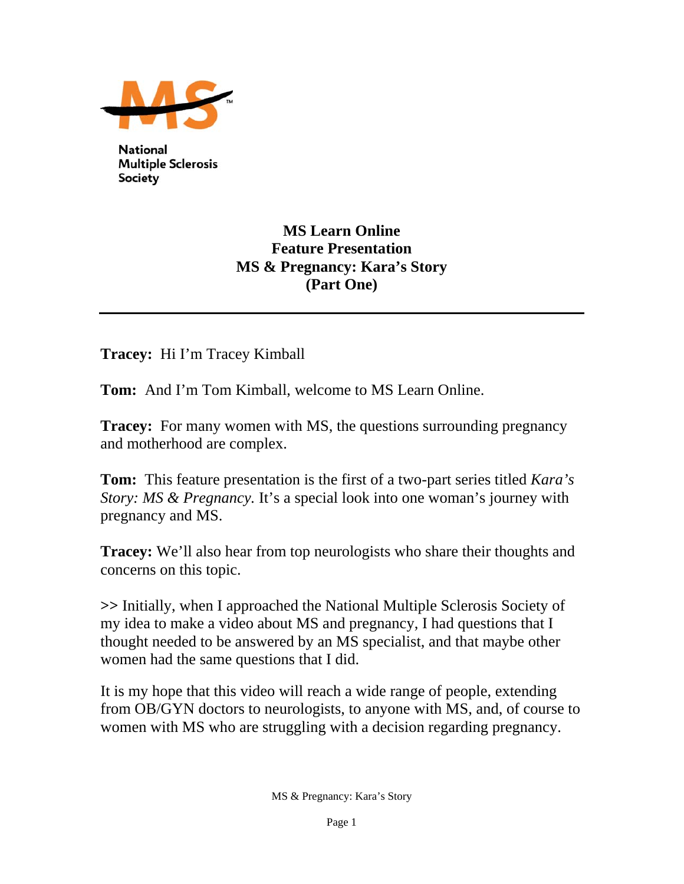National Multiple Sclerosis Society

# MS Learn Online
## Feature Presentation
## MS & Pregnancy: Kara's Story
## (Part One)

---

**Tracey:** Hi I'm Tracey Kimball

**Tom:** And I'm Tom Kimball, welcome to MS Learn Online.

**Tracey:** For many women with MS, the questions surrounding pregnancy and motherhood are complex.

**Tom:** This feature presentation is the first of a two-part series titled *Kara's Story: MS & Pregnancy.* It's a special look into one woman's journey with pregnancy and MS.

**Tracey:** We'll also hear from top neurologists who share their thoughts and concerns on this topic.

**>>** Initially, when I approached the National Multiple Sclerosis Society of my idea to make a video about MS and pregnancy, I had questions that I thought needed to be answered by an MS specialist, and that maybe other women had the same questions that I did.

It is my hope that this video will reach a wide range of people, extending from OB/GYN doctors to neurologists, to anyone with MS, and, of course to women with MS who are struggling with a decision regarding pregnancy.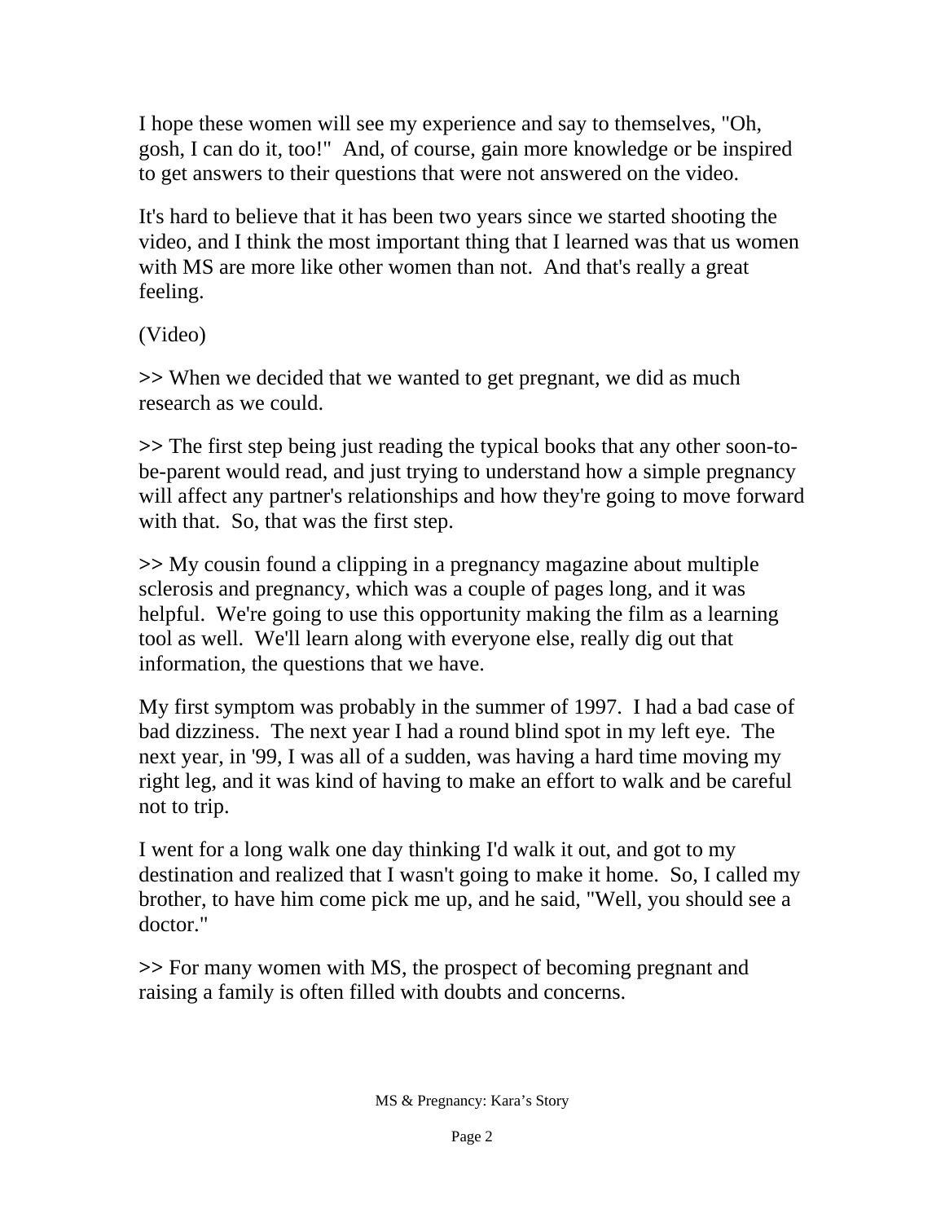I hope these women will see my experience and say to themselves, "Oh, gosh, I can do it, too!"  And, of course, gain more knowledge or be inspired to get answers to their questions that were not answered on the video.

It's hard to believe that it has been two years since we started shooting the video, and I think the most important thing that I learned was that us women with MS are more like other women than not.  And that's really a great feeling.

(Video)

>> When we decided that we wanted to get pregnant, we did as much research as we could.

>> The first step being just reading the typical books that any other soon-to-be-parent would read, and just trying to understand how a simple pregnancy will affect any partner's relationships and how they're going to move forward with that.  So, that was the first step.

>> My cousin found a clipping in a pregnancy magazine about multiple sclerosis and pregnancy, which was a couple of pages long, and it was helpful.  We're going to use this opportunity making the film as a learning tool as well.  We'll learn along with everyone else, really dig out that information, the questions that we have.

My first symptom was probably in the summer of 1997.  I had a bad case of bad dizziness.  The next year I had a round blind spot in my left eye.  The next year, in '99, I was all of a sudden, was having a hard time moving my right leg, and it was kind of having to make an effort to walk and be careful not to trip.

I went for a long walk one day thinking I'd walk it out, and got to my destination and realized that I wasn't going to make it home.  So, I called my brother, to have him come pick me up, and he said, "Well, you should see a doctor."

>> For many women with MS, the prospect of becoming pregnant and raising a family is often filled with doubts and concerns.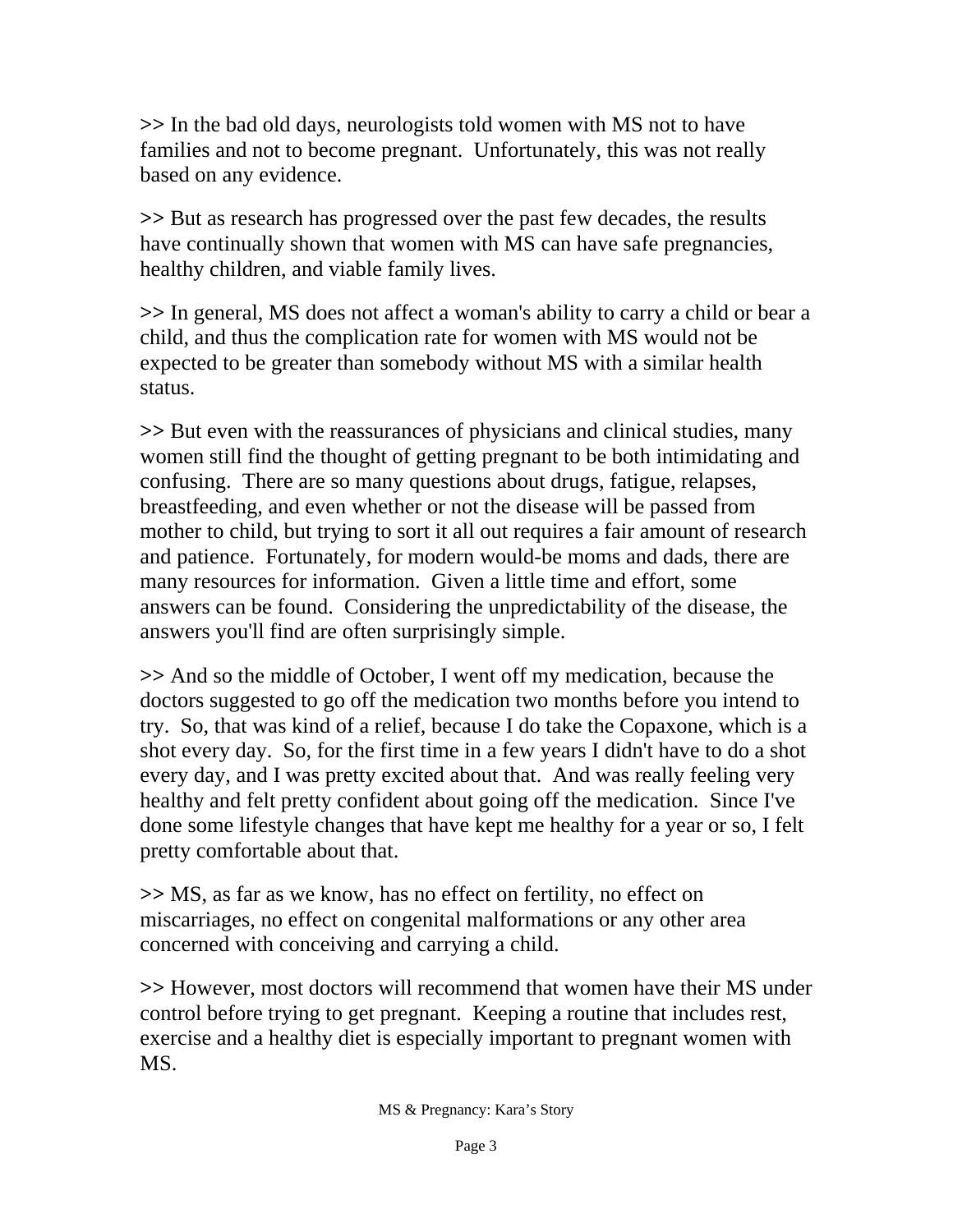>> In the bad old days, neurologists told women with MS not to have families and not to become pregnant.  Unfortunately, this was not really based on any evidence.

>> But as research has progressed over the past few decades, the results have continually shown that women with MS can have safe pregnancies, healthy children, and viable family lives.

>> In general, MS does not affect a woman's ability to carry a child or bear a child, and thus the complication rate for women with MS would not be expected to be greater than somebody without MS with a similar health status.

>> But even with the reassurances of physicians and clinical studies, many women still find the thought of getting pregnant to be both intimidating and confusing.  There are so many questions about drugs, fatigue, relapses, breastfeeding, and even whether or not the disease will be passed from mother to child, but trying to sort it all out requires a fair amount of research and patience.  Fortunately, for modern would-be moms and dads, there are many resources for information.  Given a little time and effort, some answers can be found.  Considering the unpredictability of the disease, the answers you'll find are often surprisingly simple.

>> And so the middle of October, I went off my medication, because the doctors suggested to go off the medication two months before you intend to try.  So, that was kind of a relief, because I do take the Copaxone, which is a shot every day.  So, for the first time in a few years I didn't have to do a shot every day, and I was pretty excited about that.  And was really feeling very healthy and felt pretty confident about going off the medication.  Since I've done some lifestyle changes that have kept me healthy for a year or so, I felt pretty comfortable about that.

>> MS, as far as we know, has no effect on fertility, no effect on miscarriages, no effect on congenital malformations or any other area concerned with conceiving and carrying a child.

>> However, most doctors will recommend that women have their MS under control before trying to get pregnant.  Keeping a routine that includes rest, exercise and a healthy diet is especially important to pregnant women with MS.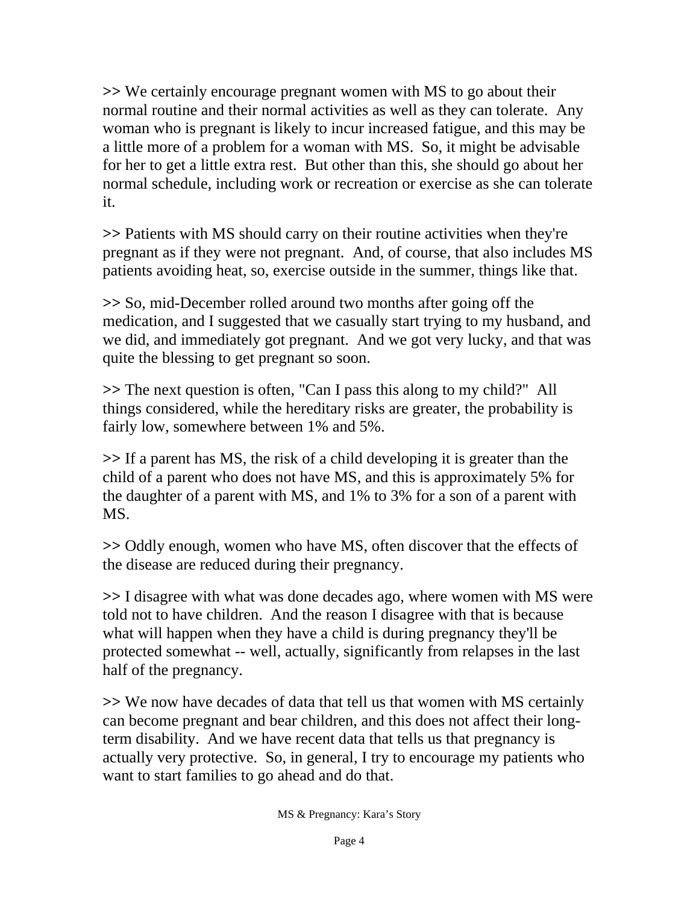>> We certainly encourage pregnant women with MS to go about their normal routine and their normal activities as well as they can tolerate. Any woman who is pregnant is likely to incur increased fatigue, and this may be a little more of a problem for a woman with MS. So, it might be advisable for her to get a little extra rest. But other than this, she should go about her normal schedule, including work or recreation or exercise as she can tolerate it.

>> Patients with MS should carry on their routine activities when they're pregnant as if they were not pregnant. And, of course, that also includes MS patients avoiding heat, so, exercise outside in the summer, things like that.

>> So, mid-December rolled around two months after going off the medication, and I suggested that we casually start trying to my husband, and we did, and immediately got pregnant. And we got very lucky, and that was quite the blessing to get pregnant so soon.

>> The next question is often, "Can I pass this along to my child?" All things considered, while the hereditary risks are greater, the probability is fairly low, somewhere between 1% and 5%.

>> If a parent has MS, the risk of a child developing it is greater than the child of a parent who does not have MS, and this is approximately 5% for the daughter of a parent with MS, and 1% to 3% for a son of a parent with MS.

>> Oddly enough, women who have MS, often discover that the effects of the disease are reduced during their pregnancy.

>> I disagree with what was done decades ago, where women with MS were told not to have children. And the reason I disagree with that is because what will happen when they have a child is during pregnancy they'll be protected somewhat -- well, actually, significantly from relapses in the last half of the pregnancy.

>> We now have decades of data that tell us that women with MS certainly can become pregnant and bear children, and this does not affect their long-term disability. And we have recent data that tells us that pregnancy is actually very protective. So, in general, I try to encourage my patients who want to start families to go ahead and do that.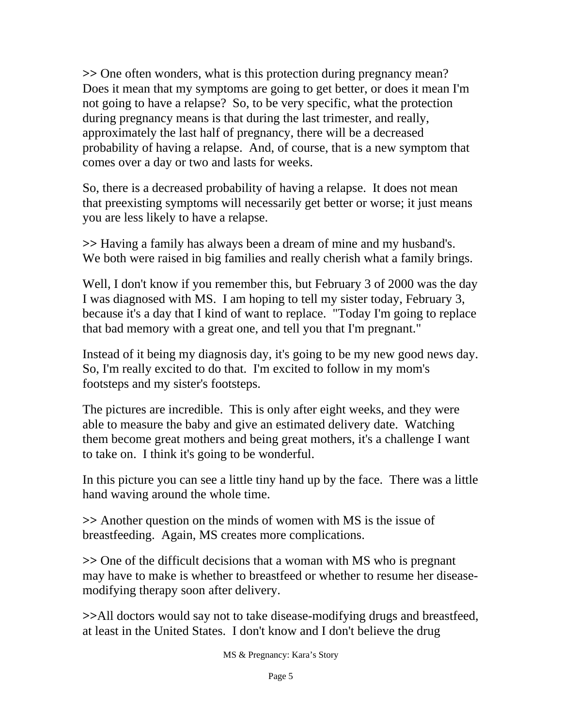>> One often wonders, what is this protection during pregnancy mean? Does it mean that my symptoms are going to get better, or does it mean I'm not going to have a relapse? So, to be very specific, what the protection during pregnancy means is that during the last trimester, and really, approximately the last half of pregnancy, there will be a decreased probability of having a relapse. And, of course, that is a new symptom that comes over a day or two and lasts for weeks.

So, there is a decreased probability of having a relapse. It does not mean that preexisting symptoms will necessarily get better or worse; it just means you are less likely to have a relapse.

>> Having a family has always been a dream of mine and my husband's. We both were raised in big families and really cherish what a family brings.

Well, I don't know if you remember this, but February 3 of 2000 was the day I was diagnosed with MS. I am hoping to tell my sister today, February 3, because it's a day that I kind of want to replace. "Today I'm going to replace that bad memory with a great one, and tell you that I'm pregnant."

Instead of it being my diagnosis day, it's going to be my new good news day. So, I'm really excited to do that. I'm excited to follow in my mom's footsteps and my sister's footsteps.

The pictures are incredible. This is only after eight weeks, and they were able to measure the baby and give an estimated delivery date. Watching them become great mothers and being great mothers, it's a challenge I want to take on. I think it's going to be wonderful.

In this picture you can see a little tiny hand up by the face. There was a little hand waving around the whole time.

>> Another question on the minds of women with MS is the issue of breastfeeding. Again, MS creates more complications.

>> One of the difficult decisions that a woman with MS who is pregnant may have to make is whether to breastfeed or whether to resume her disease-modifying therapy soon after delivery.

>>All doctors would say not to take disease-modifying drugs and breastfeed, at least in the United States. I don't know and I don't believe the drug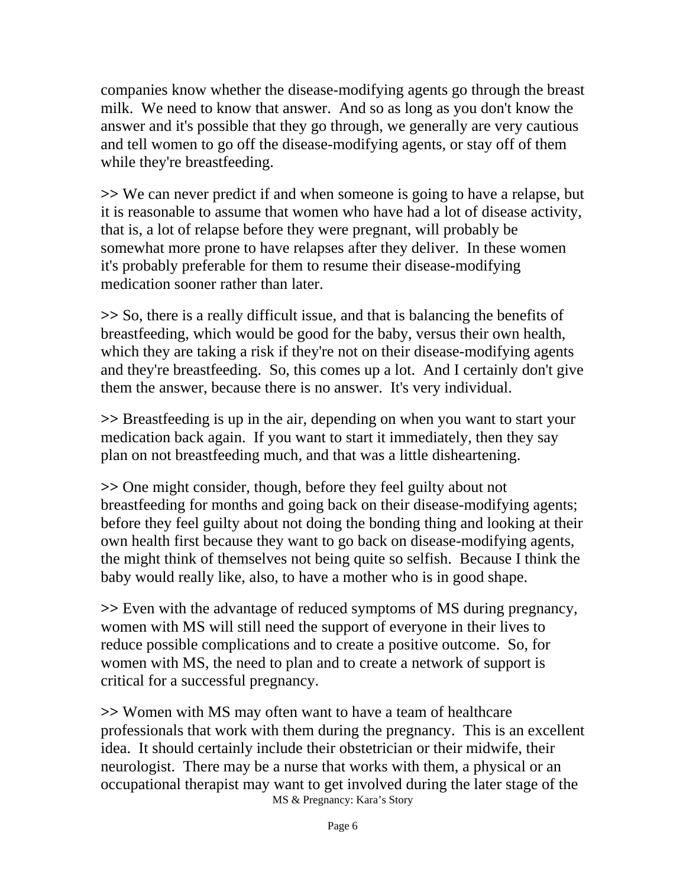companies know whether the disease-modifying agents go through the breast milk.  We need to know that answer.  And so as long as you don't know the answer and it's possible that they go through, we generally are very cautious and tell women to go off the disease-modifying agents, or stay off of them while they're breastfeeding.

>> We can never predict if and when someone is going to have a relapse, but it is reasonable to assume that women who have had a lot of disease activity, that is, a lot of relapse before they were pregnant, will probably be somewhat more prone to have relapses after they deliver.  In these women it's probably preferable for them to resume their disease-modifying medication sooner rather than later.

>> So, there is a really difficult issue, and that is balancing the benefits of breastfeeding, which would be good for the baby, versus their own health, which they are taking a risk if they're not on their disease-modifying agents and they're breastfeeding.  So, this comes up a lot.  And I certainly don't give them the answer, because there is no answer.  It's very individual.

>> Breastfeeding is up in the air, depending on when you want to start your medication back again.  If you want to start it immediately, then they say plan on not breastfeeding much, and that was a little disheartening.

>> One might consider, though, before they feel guilty about not breastfeeding for months and going back on their disease-modifying agents; before they feel guilty about not doing the bonding thing and looking at their own health first because they want to go back on disease-modifying agents, the might think of themselves not being quite so selfish.  Because I think the baby would really like, also, to have a mother who is in good shape.

>> Even with the advantage of reduced symptoms of MS during pregnancy, women with MS will still need the support of everyone in their lives to reduce possible complications and to create a positive outcome.  So, for women with MS, the need to plan and to create a network of support is critical for a successful pregnancy.

>> Women with MS may often want to have a team of healthcare professionals that work with them during the pregnancy.  This is an excellent idea.  It should certainly include their obstetrician or their midwife, their neurologist.  There may be a nurse that works with them, a physical or an occupational therapist may want to get involved during the later stage of the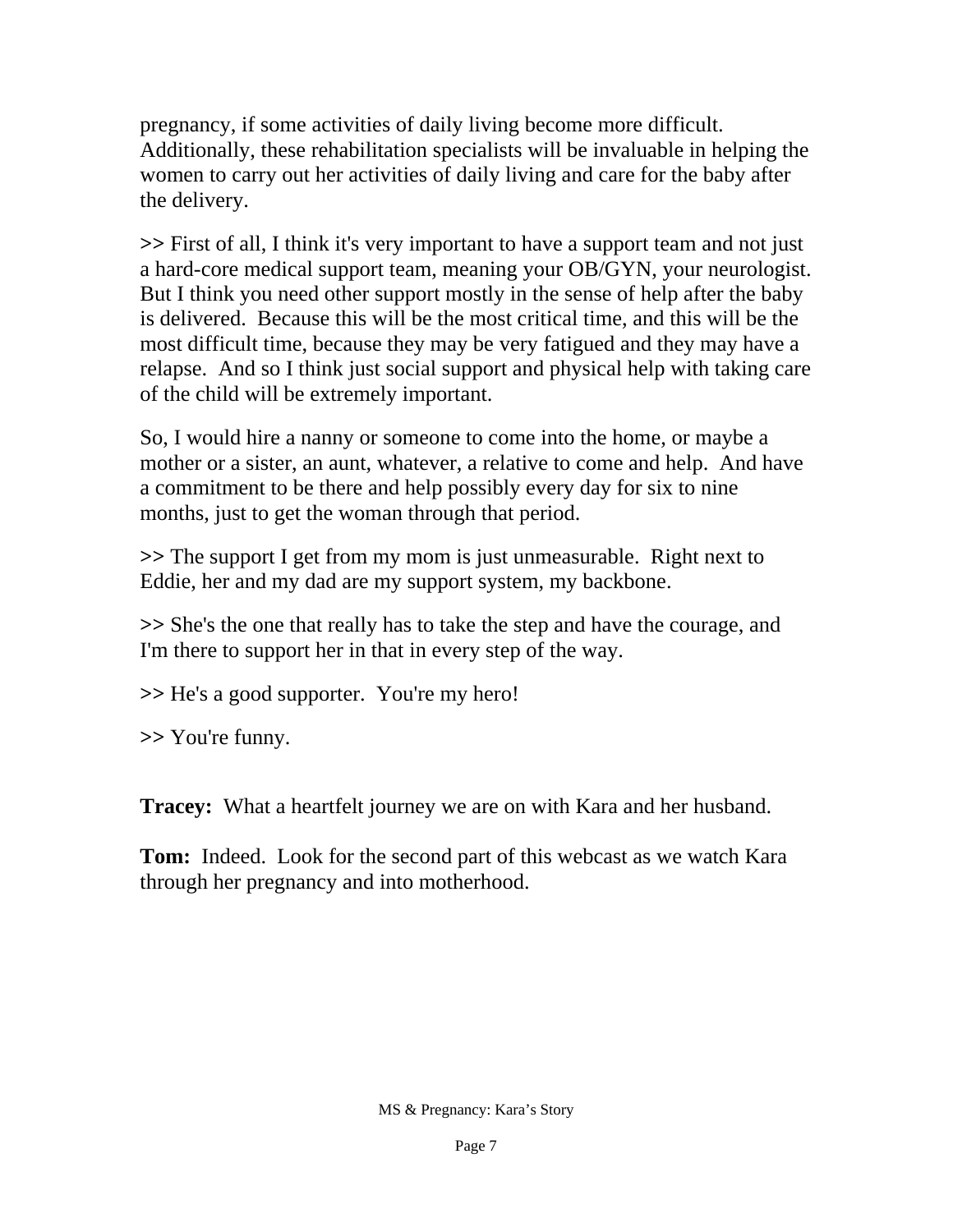pregnancy, if some activities of daily living become more difficult. Additionally, these rehabilitation specialists will be invaluable in helping the women to carry out her activities of daily living and care for the baby after the delivery.

>> First of all, I think it's very important to have a support team and not just a hard-core medical support team, meaning your OB/GYN, your neurologist. But I think you need other support mostly in the sense of help after the baby is delivered. Because this will be the most critical time, and this will be the most difficult time, because they may be very fatigued and they may have a relapse. And so I think just social support and physical help with taking care of the child will be extremely important.

So, I would hire a nanny or someone to come into the home, or maybe a mother or a sister, an aunt, whatever, a relative to come and help. And have a commitment to be there and help possibly every day for six to nine months, just to get the woman through that period.

>> The support I get from my mom is just unmeasurable. Right next to Eddie, her and my dad are my support system, my backbone.

>> She's the one that really has to take the step and have the courage, and I'm there to support her in that in every step of the way.

>> He's a good supporter. You're my hero!

>> You're funny.

**Tracey:** What a heartfelt journey we are on with Kara and her husband.

**Tom:** Indeed. Look for the second part of this webcast as we watch Kara through her pregnancy and into motherhood.